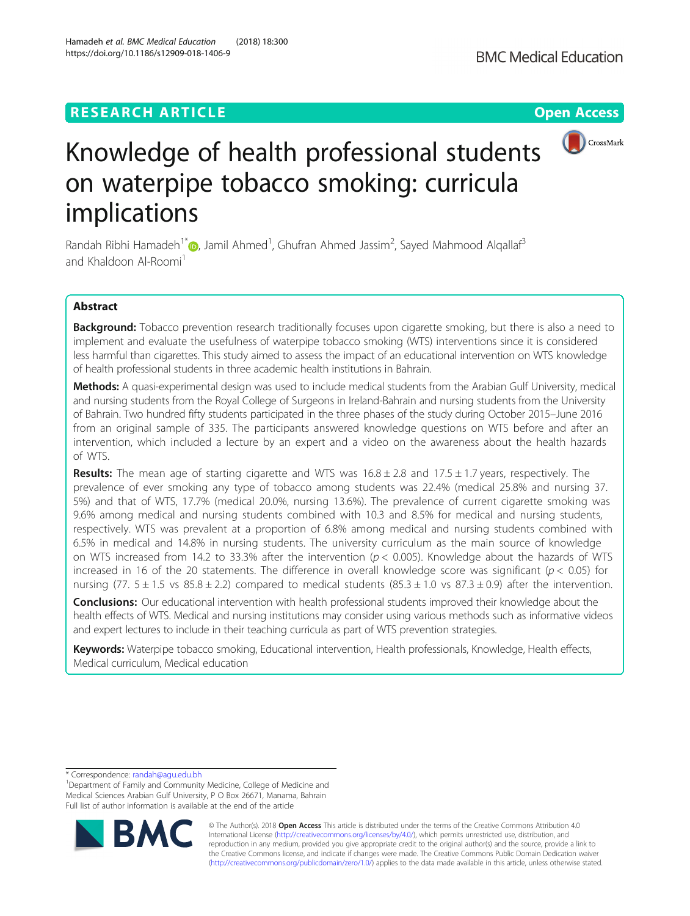RESEARCH ARTICLE

Open Access

# Knowledge of health professional students on waterpipe tobacco smoking: curricula implications

Randah Ribhi Hamadeh[1*], Jamil Ahmed[1], Ghufran Ahmed Jassim[2], Sayed Mahmood Alqallaf[3] and Khaldoon Al-Roomi[1]

## Abstract

**Background:** Tobacco prevention research traditionally focuses upon cigarette smoking, but there is also a need to implement and evaluate the usefulness of waterpipe tobacco smoking (WTS) interventions since it is considered less harmful than cigarettes. This study aimed to assess the impact of an educational intervention on WTS knowledge of health professional students in three academic health institutions in Bahrain.

**Methods:** A quasi-experimental design was used to include medical students from the Arabian Gulf University, medical and nursing students from the Royal College of Surgeons in Ireland-Bahrain and nursing students from the University of Bahrain. Two hundred fifty students participated in the three phases of the study during October 2015–June 2016 from an original sample of 335. The participants answered knowledge questions on WTS before and after an intervention, which included a lecture by an expert and a video on the awareness about the health hazards of WTS.

**Results:** The mean age of starting cigarette and WTS was 16.8 ± 2.8 and 17.5 ± 1.7 years, respectively. The prevalence of ever smoking any type of tobacco among students was 22.4% (medical 25.8% and nursing 37.5%) and that of WTS, 17.7% (medical 20.0%, nursing 13.6%). The prevalence of current cigarette smoking was 9.6% among medical and nursing students combined with 10.3 and 8.5% for medical and nursing students, respectively. WTS was prevalent at a proportion of 6.8% among medical and nursing students combined with 6.5% in medical and 14.8% in nursing students. The university curriculum as the main source of knowledge on WTS increased from 14.2 to 33.3% after the intervention ($p < 0.005$). Knowledge about the hazards of WTS increased in 16 of the 20 statements. The difference in overall knowledge score was significant ($p < 0.05$) for nursing (77.5 ± 1.5 vs 85.8 ± 2.2) compared to medical students (85.3 ± 1.0 vs 87.3 ± 0.9) after the intervention.

**Conclusions:** Our educational intervention with health professional students improved their knowledge about the health effects of WTS. Medical and nursing institutions may consider using various methods such as informative videos and expert lectures to include in their teaching curricula as part of WTS prevention strategies.

**Keywords:** Waterpipe tobacco smoking, Educational intervention, Health professionals, Knowledge, Health effects, Medical curriculum, Medical education

---

* Correspondence: randah@agu.edu.bh
[1]Department of Family and Community Medicine, College of Medicine and Medical Sciences Arabian Gulf University, P O Box 26671, Manama, Bahrain
Full list of author information is available at the end of the article

© The Author(s). 2018 **Open Access** This article is distributed under the terms of the Creative Commons Attribution 4.0 International License (http://creativecommons.org/licenses/by/4.0/), which permits unrestricted use, distribution, and reproduction in any medium, provided you give appropriate credit to the original author(s) and the source, provide a link to the Creative Commons license, and indicate if changes were made. The Creative Commons Public Domain Dedication waiver (http://creativecommons.org/publicdomain/zero/1.0/) applies to the data made available in this article, unless otherwise stated.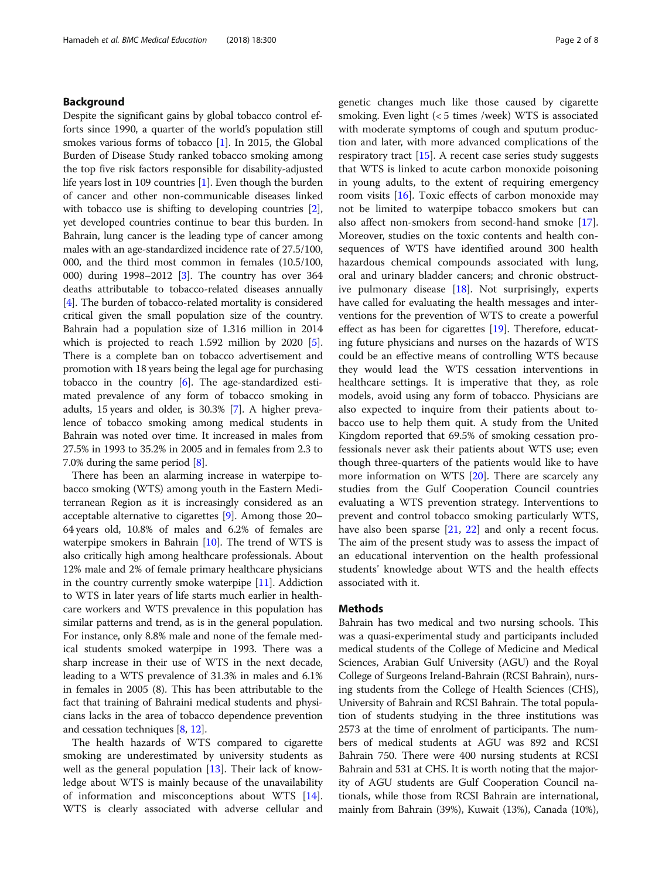## Background

Despite the significant gains by global tobacco control efforts since 1990, a quarter of the world's population still smokes various forms of tobacco [1]. In 2015, the Global Burden of Disease Study ranked tobacco smoking among the top five risk factors responsible for disability-adjusted life years lost in 109 countries [1]. Even though the burden of cancer and other non-communicable diseases linked with tobacco use is shifting to developing countries [2], yet developed countries continue to bear this burden. In Bahrain, lung cancer is the leading type of cancer among males with an age-standardized incidence rate of 27.5/100, 000, and the third most common in females (10.5/100, 000) during 1998–2012 [3]. The country has over 364 deaths attributable to tobacco-related diseases annually [4]. The burden of tobacco-related mortality is considered critical given the small population size of the country. Bahrain had a population size of 1.316 million in 2014 which is projected to reach 1.592 million by 2020 [5]. There is a complete ban on tobacco advertisement and promotion with 18 years being the legal age for purchasing tobacco in the country [6]. The age-standardized estimated prevalence of any form of tobacco smoking in adults, 15 years and older, is 30.3% [7]. A higher prevalence of tobacco smoking among medical students in Bahrain was noted over time. It increased in males from 27.5% in 1993 to 35.2% in 2005 and in females from 2.3 to 7.0% during the same period [8].

There has been an alarming increase in waterpipe tobacco smoking (WTS) among youth in the Eastern Mediterranean Region as it is increasingly considered as an acceptable alternative to cigarettes [9]. Among those 20–64 years old, 10.8% of males and 6.2% of females are waterpipe smokers in Bahrain [10]. The trend of WTS is also critically high among healthcare professionals. About 12% male and 2% of female primary healthcare physicians in the country currently smoke waterpipe [11]. Addiction to WTS in later years of life starts much earlier in healthcare workers and WTS prevalence in this population has similar patterns and trend, as is in the general population. For instance, only 8.8% male and none of the female medical students smoked waterpipe in 1993. There was a sharp increase in their use of WTS in the next decade, leading to a WTS prevalence of 31.3% in males and 6.1% in females in 2005 (8). This has been attributable to the fact that training of Bahraini medical students and physicians lacks in the area of tobacco dependence prevention and cessation techniques [8, 12].

The health hazards of WTS compared to cigarette smoking are underestimated by university students as well as the general population [13]. Their lack of knowledge about WTS is mainly because of the unavailability of information and misconceptions about WTS [14]. WTS is clearly associated with adverse cellular and genetic changes much like those caused by cigarette smoking. Even light (< 5 times /week) WTS is associated with moderate symptoms of cough and sputum production and later, with more advanced complications of the respiratory tract [15]. A recent case series study suggests that WTS is linked to acute carbon monoxide poisoning in young adults, to the extent of requiring emergency room visits [16]. Toxic effects of carbon monoxide may not be limited to waterpipe tobacco smokers but can also affect non-smokers from second-hand smoke [17]. Moreover, studies on the toxic contents and health consequences of WTS have identified around 300 health hazardous chemical compounds associated with lung, oral and urinary bladder cancers; and chronic obstructive pulmonary disease [18]. Not surprisingly, experts have called for evaluating the health messages and interventions for the prevention of WTS to create a powerful effect as has been for cigarettes [19]. Therefore, educating future physicians and nurses on the hazards of WTS could be an effective means of controlling WTS because they would lead the WTS cessation interventions in healthcare settings. It is imperative that they, as role models, avoid using any form of tobacco. Physicians are also expected to inquire from their patients about tobacco use to help them quit. A study from the United Kingdom reported that 69.5% of smoking cessation professionals never ask their patients about WTS use; even though three-quarters of the patients would like to have more information on WTS [20]. There are scarcely any studies from the Gulf Cooperation Council countries evaluating a WTS prevention strategy. Interventions to prevent and control tobacco smoking particularly WTS, have also been sparse [21, 22] and only a recent focus. The aim of the present study was to assess the impact of an educational intervention on the health professional students' knowledge about WTS and the health effects associated with it.

## Methods

Bahrain has two medical and two nursing schools. This was a quasi-experimental study and participants included medical students of the College of Medicine and Medical Sciences, Arabian Gulf University (AGU) and the Royal College of Surgeons Ireland-Bahrain (RCSI Bahrain), nursing students from the College of Health Sciences (CHS), University of Bahrain and RCSI Bahrain. The total population of students studying in the three institutions was 2573 at the time of enrolment of participants. The numbers of medical students at AGU was 892 and RCSI Bahrain 750. There were 400 nursing students at RCSI Bahrain and 531 at CHS. It is worth noting that the majority of AGU students are Gulf Cooperation Council nationals, while those from RCSI Bahrain are international, mainly from Bahrain (39%), Kuwait (13%), Canada (10%),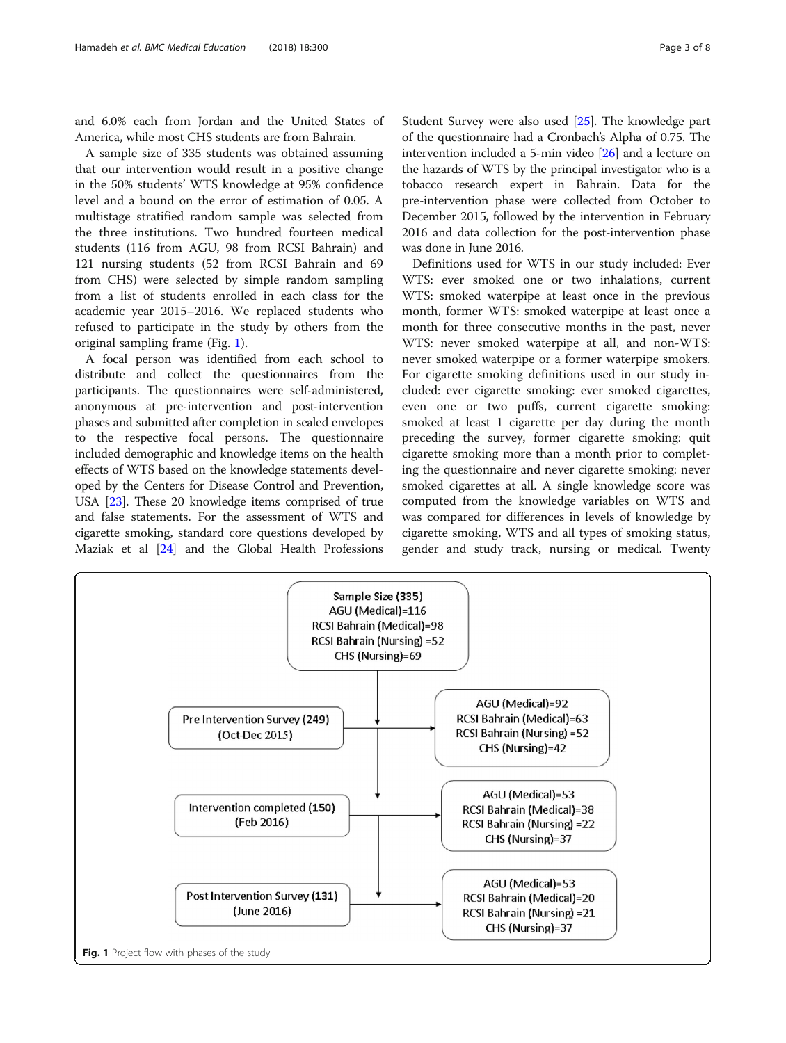and 6.0% each from Jordan and the United States of America, while most CHS students are from Bahrain.

A sample size of 335 students was obtained assuming that our intervention would result in a positive change in the 50% students' WTS knowledge at 95% confidence level and a bound on the error of estimation of 0.05. A multistage stratified random sample was selected from the three institutions. Two hundred fourteen medical students (116 from AGU, 98 from RCSI Bahrain) and 121 nursing students (52 from RCSI Bahrain and 69 from CHS) were selected by simple random sampling from a list of students enrolled in each class for the academic year 2015–2016. We replaced students who refused to participate in the study by others from the original sampling frame (Fig. 1).

A focal person was identified from each school to distribute and collect the questionnaires from the participants. The questionnaires were self-administered, anonymous at pre-intervention and post-intervention phases and submitted after completion in sealed envelopes to the respective focal persons. The questionnaire included demographic and knowledge items on the health effects of WTS based on the knowledge statements developed by the Centers for Disease Control and Prevention, USA [23]. These 20 knowledge items comprised of true and false statements. For the assessment of WTS and cigarette smoking, standard core questions developed by Maziak et al [24] and the Global Health Professions Student Survey were also used [25]. The knowledge part of the questionnaire had a Cronbach's Alpha of 0.75. The intervention included a 5-min video [26] and a lecture on the hazards of WTS by the principal investigator who is a tobacco research expert in Bahrain. Data for the pre-intervention phase were collected from October to December 2015, followed by the intervention in February 2016 and data collection for the post-intervention phase was done in June 2016.

Definitions used for WTS in our study included: Ever WTS: ever smoked one or two inhalations, current WTS: smoked waterpipe at least once in the previous month, former WTS: smoked waterpipe at least once a month for three consecutive months in the past, never WTS: never smoked waterpipe at all, and non-WTS: never smoked waterpipe or a former waterpipe smokers. For cigarette smoking definitions used in our study included: ever cigarette smoking: ever smoked cigarettes, even one or two puffs, current cigarette smoking: smoked at least 1 cigarette per day during the month preceding the survey, former cigarette smoking: quit cigarette smoking more than a month prior to completing the questionnaire and never cigarette smoking: never smoked cigarettes at all. A single knowledge score was computed from the knowledge variables on WTS and was compared for differences in levels of knowledge by cigarette smoking, WTS and all types of smoking status, gender and study track, nursing or medical. Twenty

Sample Size (335)
AGU (Medical)=116
RCSI Bahrain (Medical)=98
RCSI Bahrain (Nursing) =52
CHS (Nursing)=69

Pre Intervention Survey (249) (Oct-Dec 2015) → AGU (Medical)=92, RCSI Bahrain (Medical)=63, RCSI Bahrain (Nursing) =52, CHS (Nursing)=42

Intervention completed (150) (Feb 2016) → AGU (Medical)=53, RCSI Bahrain (Medical)=38, RCSI Bahrain (Nursing) =22, CHS (Nursing)=37

Post Intervention Survey (131) (June 2016) → AGU (Medical)=53, RCSI Bahrain (Medical)=20, RCSI Bahrain (Nursing) =21, CHS (Nursing)=37

**Fig. 1** Project flow with phases of the study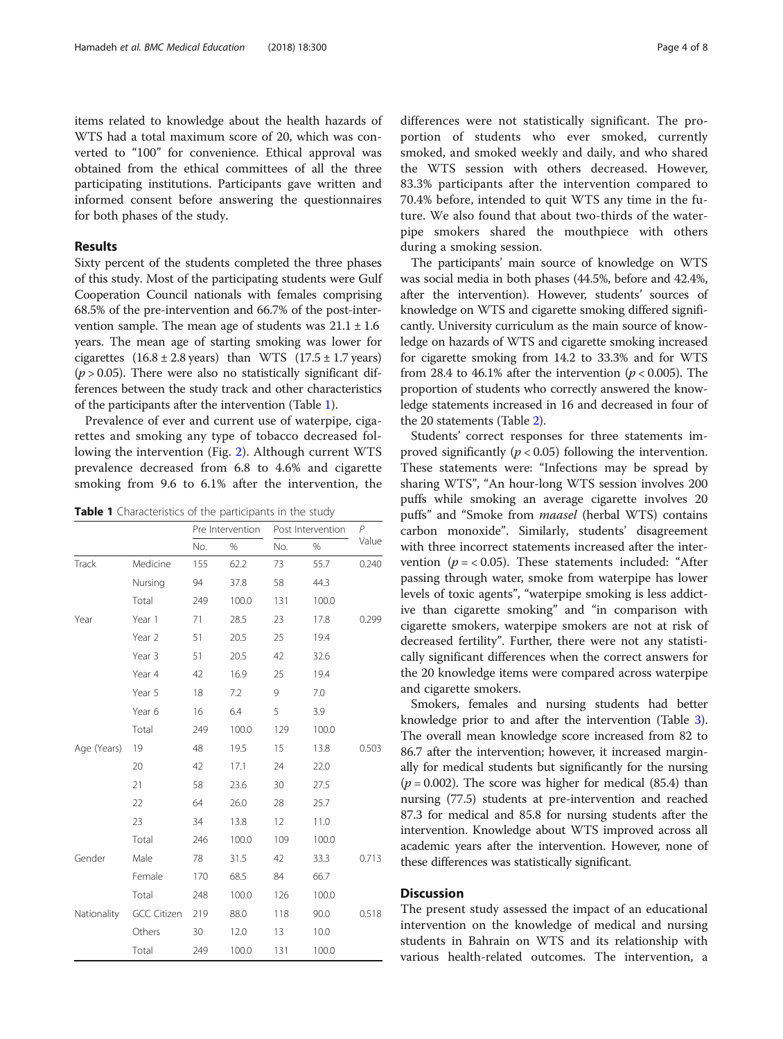items related to knowledge about the health hazards of WTS had a total maximum score of 20, which was converted to "100" for convenience. Ethical approval was obtained from the ethical committees of all the three participating institutions. Participants gave written and informed consent before answering the questionnaires for both phases of the study.

## Results

Sixty percent of the students completed the three phases of this study. Most of the participating students were Gulf Cooperation Council nationals with females comprising 68.5% of the pre-intervention and 66.7% of the post-intervention sample. The mean age of students was $21.1 \pm 1.6$ years. The mean age of starting smoking was lower for cigarettes ($16.8 \pm 2.8$ years) than WTS ($17.5 \pm 1.7$ years) ($p > 0.05$). There were also no statistically significant differences between the study track and other characteristics of the participants after the intervention (Table 1).

Prevalence of ever and current use of waterpipe, cigarettes and smoking any type of tobacco decreased following the intervention (Fig. 2). Although current WTS prevalence decreased from 6.8 to 4.6% and cigarette smoking from 9.6 to 6.1% after the intervention, the differences were not statistically significant. The proportion of students who ever smoked, currently smoked, and smoked weekly and daily, and who shared the WTS session with others decreased. However, 83.3% participants after the intervention compared to 70.4% before, intended to quit WTS any time in the future. We also found that about two-thirds of the waterpipe smokers shared the mouthpiece with others during a smoking session.

**Table 1** Characteristics of the participants in the study

| | | Pre Intervention | | Post Intervention | | P Value |
|---|---|---|---|---|---|---|
| | | No. | % | No. | % | |
| Track | Medicine | 155 | 62.2 | 73 | 55.7 | 0.240 |
| | Nursing | 94 | 37.8 | 58 | 44.3 | |
| | Total | 249 | 100.0 | 131 | 100.0 | |
| Year | Year 1 | 71 | 28.5 | 23 | 17.8 | 0.299 |
| | Year 2 | 51 | 20.5 | 25 | 19.4 | |
| | Year 3 | 51 | 20.5 | 42 | 32.6 | |
| | Year 4 | 42 | 16.9 | 25 | 19.4 | |
| | Year 5 | 18 | 7.2 | 9 | 7.0 | |
| | Year 6 | 16 | 6.4 | 5 | 3.9 | |
| | Total | 249 | 100.0 | 129 | 100.0 | |
| Age (Years) | 19 | 48 | 19.5 | 15 | 13.8 | 0.503 |
| | 20 | 42 | 17.1 | 24 | 22.0 | |
| | 21 | 58 | 23.6 | 30 | 27.5 | |
| | 22 | 64 | 26.0 | 28 | 25.7 | |
| | 23 | 34 | 13.8 | 12 | 11.0 | |
| | Total | 246 | 100.0 | 109 | 100.0 | |
| Gender | Male | 78 | 31.5 | 42 | 33.3 | 0.713 |
| | Female | 170 | 68.5 | 84 | 66.7 | |
| | Total | 248 | 100.0 | 126 | 100.0 | |
| Nationality | GCC Citizen | 219 | 88.0 | 118 | 90.0 | 0.518 |
| | Others | 30 | 12.0 | 13 | 10.0 | |
| | Total | 249 | 100.0 | 131 | 100.0 | |

The participants' main source of knowledge on WTS was social media in both phases (44.5%, before and 42.4%, after the intervention). However, students' sources of knowledge on WTS and cigarette smoking differed significantly. University curriculum as the main source of knowledge on hazards of WTS and cigarette smoking increased for cigarette smoking from 14.2 to 33.3% and for WTS from 28.4 to 46.1% after the intervention ($p < 0.005$). The proportion of students who correctly answered the knowledge statements increased in 16 and decreased in four of the 20 statements (Table 2).

Students' correct responses for three statements improved significantly ($p < 0.05$) following the intervention. These statements were: "Infections may be spread by sharing WTS", "An hour-long WTS session involves 200 puffs while smoking an average cigarette involves 20 puffs" and "Smoke from *maasel* (herbal WTS) contains carbon monoxide". Similarly, students' disagreement with three incorrect statements increased after the intervention ($p = < 0.05$). These statements included: "After passing through water, smoke from waterpipe has lower levels of toxic agents", "waterpipe smoking is less addictive than cigarette smoking" and "in comparison with cigarette smokers, waterpipe smokers are not at risk of decreased fertility". Further, there were not any statistically significant differences when the correct answers for the 20 knowledge items were compared across waterpipe and cigarette smokers.

Smokers, females and nursing students had better knowledge prior to and after the intervention (Table 3). The overall mean knowledge score increased from 82 to 86.7 after the intervention; however, it increased marginally for medical students but significantly for the nursing ($p = 0.002$). The score was higher for medical (85.4) than nursing (77.5) students at pre-intervention and reached 87.3 for medical and 85.8 for nursing students after the intervention. Knowledge about WTS improved across all academic years after the intervention. However, none of these differences was statistically significant.

## Discussion

The present study assessed the impact of an educational intervention on the knowledge of medical and nursing students in Bahrain on WTS and its relationship with various health-related outcomes. The intervention, a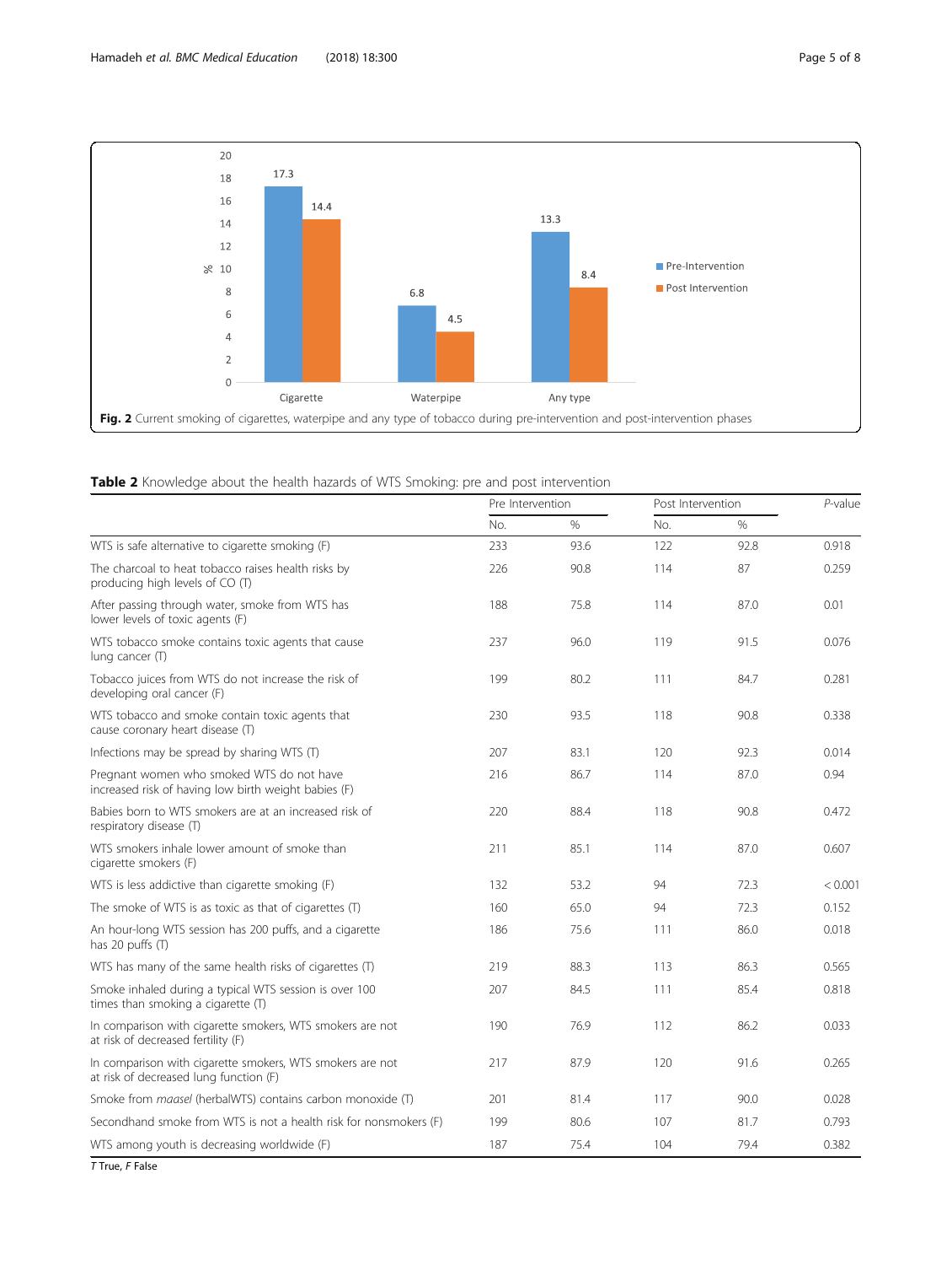**Fig. 2** Current smoking of cigarettes, waterpipe and any type of tobacco during pre-intervention and post-intervention phases

**Table 2** Knowledge about the health hazards of WTS Smoking: pre and post intervention

| | Pre Intervention | | Post Intervention | | *P*-value |
|---|---|---|---|---|---|
| | No. | % | No. | % | |
| WTS is safe alternative to cigarette smoking (F) | 233 | 93.6 | 122 | 92.8 | 0.918 |
| The charcoal to heat tobacco raises health risks by producing high levels of CO (T) | 226 | 90.8 | 114 | 87 | 0.259 |
| After passing through water, smoke from WTS has lower levels of toxic agents (F) | 188 | 75.8 | 114 | 87.0 | 0.01 |
| WTS tobacco smoke contains toxic agents that cause lung cancer (T) | 237 | 96.0 | 119 | 91.5 | 0.076 |
| Tobacco juices from WTS do not increase the risk of developing oral cancer (F) | 199 | 80.2 | 111 | 84.7 | 0.281 |
| WTS tobacco and smoke contain toxic agents that cause coronary heart disease (T) | 230 | 93.5 | 118 | 90.8 | 0.338 |
| Infections may be spread by sharing WTS (T) | 207 | 83.1 | 120 | 92.3 | 0.014 |
| Pregnant women who smoked WTS do not have increased risk of having low birth weight babies (F) | 216 | 86.7 | 114 | 87.0 | 0.94 |
| Babies born to WTS smokers are at an increased risk of respiratory disease (T) | 220 | 88.4 | 118 | 90.8 | 0.472 |
| WTS smokers inhale lower amount of smoke than cigarette smokers (F) | 211 | 85.1 | 114 | 87.0 | 0.607 |
| WTS is less addictive than cigarette smoking (F) | 132 | 53.2 | 94 | 72.3 | < 0.001 |
| The smoke of WTS is as toxic as that of cigarettes (T) | 160 | 65.0 | 94 | 72.3 | 0.152 |
| An hour-long WTS session has 200 puffs, and a cigarette has 20 puffs (T) | 186 | 75.6 | 111 | 86.0 | 0.018 |
| WTS has many of the same health risks of cigarettes (T) | 219 | 88.3 | 113 | 86.3 | 0.565 |
| Smoke inhaled during a typical WTS session is over 100 times than smoking a cigarette (T) | 207 | 84.5 | 111 | 85.4 | 0.818 |
| In comparison with cigarette smokers, WTS smokers are not at risk of decreased fertility (F) | 190 | 76.9 | 112 | 86.2 | 0.033 |
| In comparison with cigarette smokers, WTS smokers are not at risk of decreased lung function (F) | 217 | 87.9 | 120 | 91.6 | 0.265 |
| Smoke from *maasel* (herbalWTS) contains carbon monoxide (T) | 201 | 81.4 | 117 | 90.0 | 0.028 |
| Secondhand smoke from WTS is not a health risk for nonsmokers (F) | 199 | 80.6 | 107 | 81.7 | 0.793 |
| WTS among youth is decreasing worldwide (F) | 187 | 75.4 | 104 | 79.4 | 0.382 |

*T* True, *F* False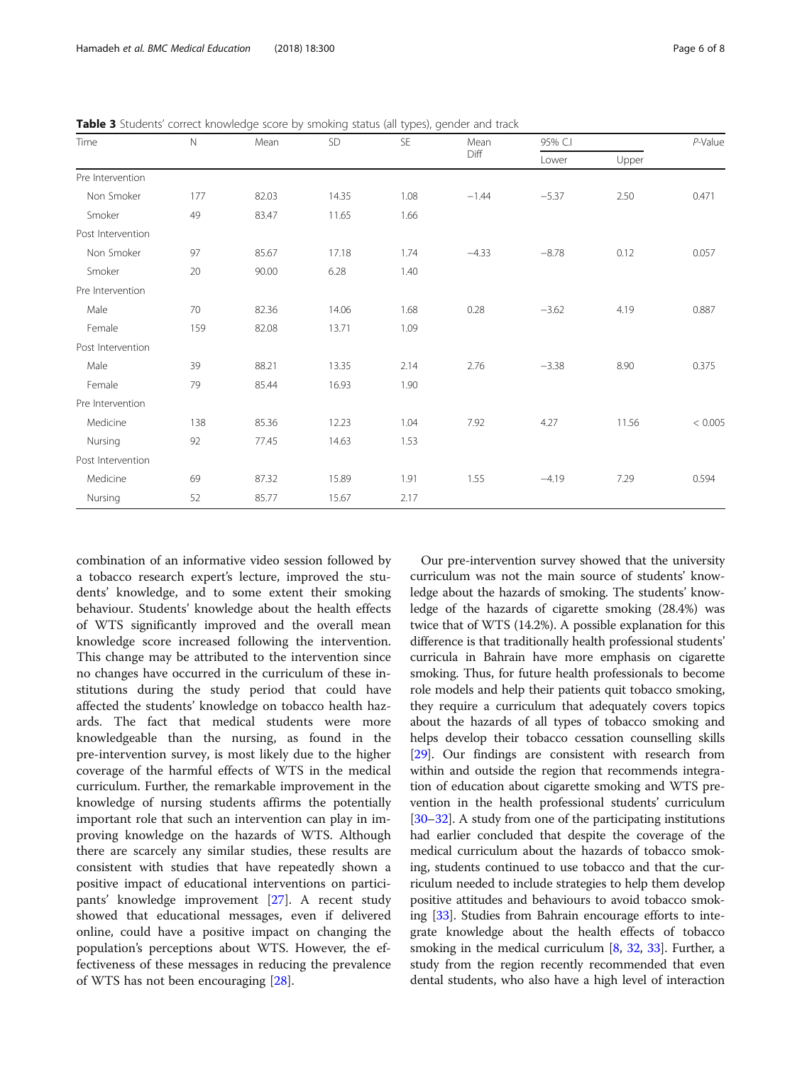**Table 3** Students' correct knowledge score by smoking status (all types), gender and track

| Time | N | Mean | SD | SE | Mean Diff | 95% C.I |  | *P*-Value |
|---|---|---|---|---|---|---|---|---|
|  |  |  |  |  |  | Lower | Upper |  |
| Pre Intervention |  |  |  |  |  |  |  |  |
| Non Smoker | 177 | 82.03 | 14.35 | 1.08 | −1.44 | −5.37 | 2.50 | 0.471 |
| Smoker | 49 | 83.47 | 11.65 | 1.66 |  |  |  |  |
| Post Intervention |  |  |  |  |  |  |  |  |
| Non Smoker | 97 | 85.67 | 17.18 | 1.74 | −4.33 | −8.78 | 0.12 | 0.057 |
| Smoker | 20 | 90.00 | 6.28 | 1.40 |  |  |  |  |
| Pre Intervention |  |  |  |  |  |  |  |  |
| Male | 70 | 82.36 | 14.06 | 1.68 | 0.28 | −3.62 | 4.19 | 0.887 |
| Female | 159 | 82.08 | 13.71 | 1.09 |  |  |  |  |
| Post Intervention |  |  |  |  |  |  |  |  |
| Male | 39 | 88.21 | 13.35 | 2.14 | 2.76 | −3.38 | 8.90 | 0.375 |
| Female | 79 | 85.44 | 16.93 | 1.90 |  |  |  |  |
| Pre Intervention |  |  |  |  |  |  |  |  |
| Medicine | 138 | 85.36 | 12.23 | 1.04 | 7.92 | 4.27 | 11.56 | < 0.005 |
| Nursing | 92 | 77.45 | 14.63 | 1.53 |  |  |  |  |
| Post Intervention |  |  |  |  |  |  |  |  |
| Medicine | 69 | 87.32 | 15.89 | 1.91 | 1.55 | −4.19 | 7.29 | 0.594 |
| Nursing | 52 | 85.77 | 15.67 | 2.17 |  |  |  |  |

combination of an informative video session followed by a tobacco research expert's lecture, improved the students' knowledge, and to some extent their smoking behaviour. Students' knowledge about the health effects of WTS significantly improved and the overall mean knowledge score increased following the intervention. This change may be attributed to the intervention since no changes have occurred in the curriculum of these institutions during the study period that could have affected the students' knowledge on tobacco health hazards. The fact that medical students were more knowledgeable than the nursing, as found in the pre-intervention survey, is most likely due to the higher coverage of the harmful effects of WTS in the medical curriculum. Further, the remarkable improvement in the knowledge of nursing students affirms the potentially important role that such an intervention can play in improving knowledge on the hazards of WTS. Although there are scarcely any similar studies, these results are consistent with studies that have repeatedly shown a positive impact of educational interventions on participants' knowledge improvement [27]. A recent study showed that educational messages, even if delivered online, could have a positive impact on changing the population's perceptions about WTS. However, the effectiveness of these messages in reducing the prevalence of WTS has not been encouraging [28].

Our pre-intervention survey showed that the university curriculum was not the main source of students' knowledge about the hazards of smoking. The students' knowledge of the hazards of cigarette smoking (28.4%) was twice that of WTS (14.2%). A possible explanation for this difference is that traditionally health professional students' curricula in Bahrain have more emphasis on cigarette smoking. Thus, for future health professionals to become role models and help their patients quit tobacco smoking, they require a curriculum that adequately covers topics about the hazards of all types of tobacco smoking and helps develop their tobacco cessation counselling skills [29]. Our findings are consistent with research from within and outside the region that recommends integration of education about cigarette smoking and WTS prevention in the health professional students' curriculum [30–32]. A study from one of the participating institutions had earlier concluded that despite the coverage of the medical curriculum about the hazards of tobacco smoking, students continued to use tobacco and that the curriculum needed to include strategies to help them develop positive attitudes and behaviours to avoid tobacco smoking [33]. Studies from Bahrain encourage efforts to integrate knowledge about the health effects of tobacco smoking in the medical curriculum [8, 32, 33]. Further, a study from the region recently recommended that even dental students, who also have a high level of interaction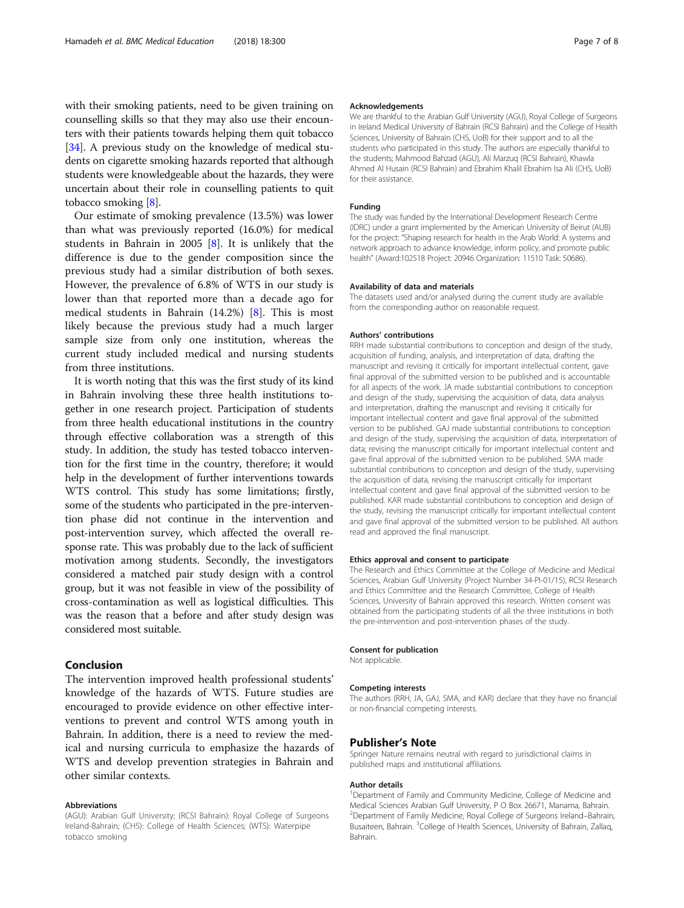with their smoking patients, need to be given training on counselling skills so that they may also use their encounters with their patients towards helping them quit tobacco [34]. A previous study on the knowledge of medical students on cigarette smoking hazards reported that although students were knowledgeable about the hazards, they were uncertain about their role in counselling patients to quit tobacco smoking [8].

Our estimate of smoking prevalence (13.5%) was lower than what was previously reported (16.0%) for medical students in Bahrain in 2005 [8]. It is unlikely that the difference is due to the gender composition since the previous study had a similar distribution of both sexes. However, the prevalence of 6.8% of WTS in our study is lower than that reported more than a decade ago for medical students in Bahrain (14.2%) [8]. This is most likely because the previous study had a much larger sample size from only one institution, whereas the current study included medical and nursing students from three institutions.

It is worth noting that this was the first study of its kind in Bahrain involving these three health institutions together in one research project. Participation of students from three health educational institutions in the country through effective collaboration was a strength of this study. In addition, the study has tested tobacco intervention for the first time in the country, therefore; it would help in the development of further interventions towards WTS control. This study has some limitations; firstly, some of the students who participated in the pre-intervention phase did not continue in the intervention and post-intervention survey, which affected the overall response rate. This was probably due to the lack of sufficient motivation among students. Secondly, the investigators considered a matched pair study design with a control group, but it was not feasible in view of the possibility of cross-contamination as well as logistical difficulties. This was the reason that a before and after study design was considered most suitable.

## Conclusion

The intervention improved health professional students' knowledge of the hazards of WTS. Future studies are encouraged to provide evidence on other effective interventions to prevent and control WTS among youth in Bahrain. In addition, there is a need to review the medical and nursing curricula to emphasize the hazards of WTS and develop prevention strategies in Bahrain and other similar contexts.

#### Abbreviations

(AGU): Arabian Gulf University; (RCSI Bahrain): Royal College of Surgeons Ireland-Bahrain; (CHS): College of Health Sciences; (WTS): Waterpipe tobacco smoking

#### Acknowledgements

We are thankful to the Arabian Gulf University (AGU), Royal College of Surgeons in Ireland Medical University of Bahrain (RCSI Bahrain) and the College of Health Sciences, University of Bahrain (CHS, UoB) for their support and to all the students who participated in this study. The authors are especially thankful to the students; Mahmood Bahzad (AGU), Ali Marzuq (RCSI Bahrain), Khawla Ahmed Al Husain (RCSI Bahrain) and Ebrahim Khalil Ebrahim Isa Ali (CHS, UoB) for their assistance.

#### Funding

The study was funded by the International Development Research Centre (IDRC) under a grant implemented by the American University of Beirut (AUB) for the project: "Shaping research for health in the Arab World: A systems and network approach to advance knowledge, inform policy, and promote public health" (Award:102518 Project: 20946 Organization: 11510 Task: 50686).

#### Availability of data and materials

The datasets used and/or analysed during the current study are available from the corresponding author on reasonable request.

#### Authors' contributions

RRH made substantial contributions to conception and design of the study, acquisition of funding, analysis, and interpretation of data, drafting the manuscript and revising it critically for important intellectual content, gave final approval of the submitted version to be published and is accountable for all aspects of the work. JA made substantial contributions to conception and design of the study, supervising the acquisition of data, data analysis and interpretation, drafting the manuscript and revising it critically for important intellectual content and gave final approval of the submitted version to be published. GAJ made substantial contributions to conception and design of the study, supervising the acquisition of data, interpretation of data; revising the manuscript critically for important intellectual content and gave final approval of the submitted version to be published. SMA made substantial contributions to conception and design of the study, supervising the acquisition of data, revising the manuscript critically for important intellectual content and gave final approval of the submitted version to be published. KAR made substantial contributions to conception and design of the study, revising the manuscript critically for important intellectual content and gave final approval of the submitted version to be published. All authors read and approved the final manuscript.

#### Ethics approval and consent to participate

The Research and Ethics Committee at the College of Medicine and Medical Sciences, Arabian Gulf University (Project Number 34-PI-01/15), RCSI Research and Ethics Committee and the Research Committee, College of Health Sciences, University of Bahrain approved this research. Written consent was obtained from the participating students of all the three institutions in both the pre-intervention and post-intervention phases of the study.

#### Consent for publication

Not applicable.

#### Competing interests

The authors (RRH, JA, GAJ, SMA, and KAR) declare that they have no financial or non-financial competing interests.

## Publisher's Note

Springer Nature remains neutral with regard to jurisdictional claims in published maps and institutional affiliations.

#### Author details

[1]Department of Family and Community Medicine, College of Medicine and Medical Sciences Arabian Gulf University, P O Box 26671, Manama, Bahrain. [2]Department of Family Medicine, Royal College of Surgeons Ireland–Bahrain, Busaiteen, Bahrain. [3]College of Health Sciences, University of Bahrain, Zallaq, Bahrain.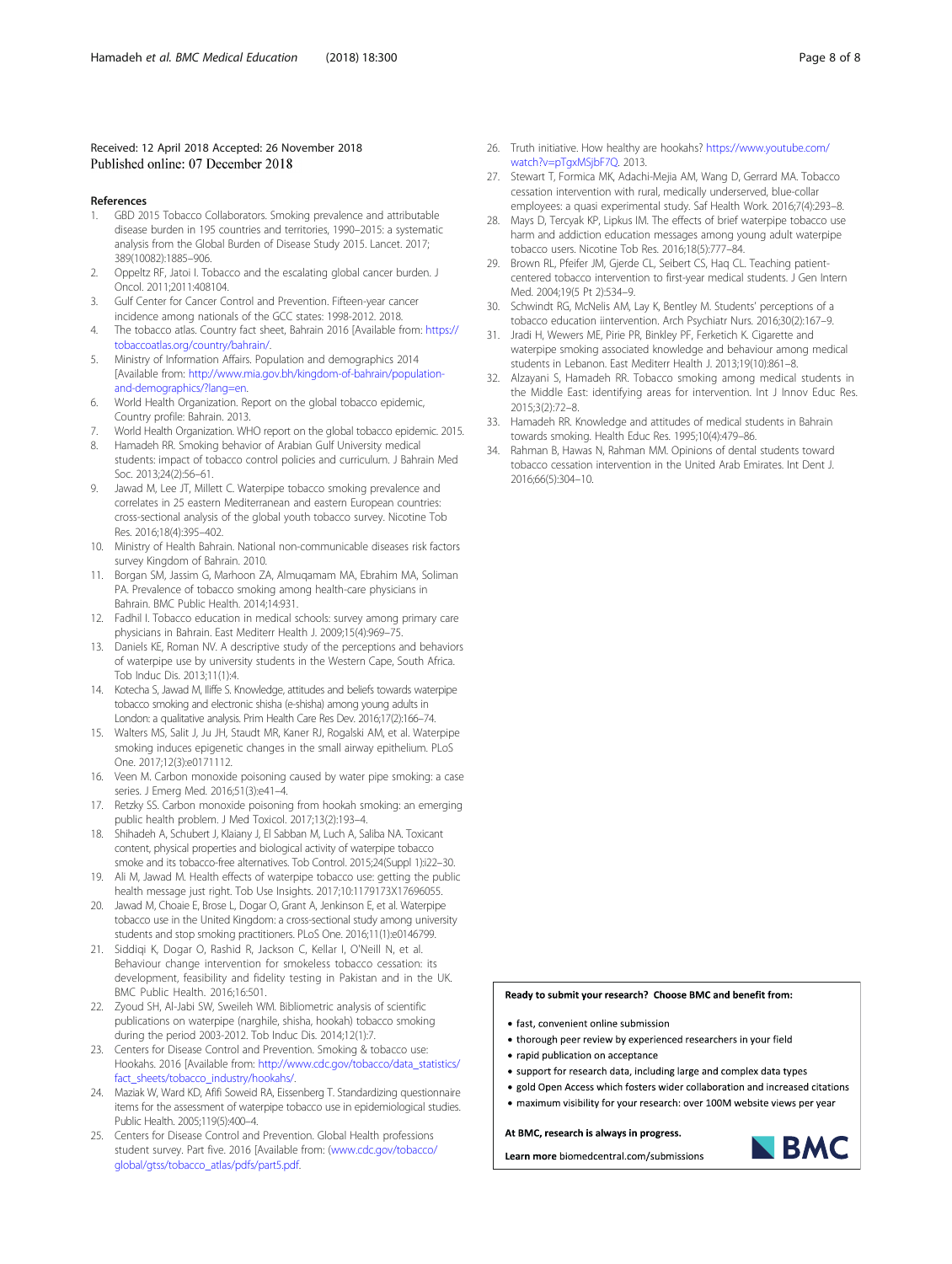Received: 12 April 2018 Accepted: 26 November 2018
Published online: 07 December 2018

## References

1. GBD 2015 Tobacco Collaborators. Smoking prevalence and attributable disease burden in 195 countries and territories, 1990–2015: a systematic analysis from the Global Burden of Disease Study 2015. Lancet. 2017; 389(10082):1885–906.
2. Oppeltz RF, Jatoi I. Tobacco and the escalating global cancer burden. J Oncol. 2011;2011:408104.
3. Gulf Center for Cancer Control and Prevention. Fifteen-year cancer incidence among nationals of the GCC states: 1998-2012. 2018.
4. The tobacco atlas. Country fact sheet, Bahrain 2016 [Available from: https://tobaccoatlas.org/country/bahrain/.
5. Ministry of Information Affairs. Population and demographics 2014 [Available from: http://www.mia.gov.bh/kingdom-of-bahrain/population-and-demographics/?lang=en.
6. World Health Organization. Report on the global tobacco epidemic, Country profile: Bahrain. 2013.
7. World Health Organization. WHO report on the global tobacco epidemic. 2015.
8. Hamadeh RR. Smoking behavior of Arabian Gulf University medical students: impact of tobacco control policies and curriculum. J Bahrain Med Soc. 2013;24(2):56–61.
9. Jawad M, Lee JT, Millett C. Waterpipe tobacco smoking prevalence and correlates in 25 eastern Mediterranean and eastern European countries: cross-sectional analysis of the global youth tobacco survey. Nicotine Tob Res. 2016;18(4):395–402.
10. Ministry of Health Bahrain. National non-communicable diseases risk factors survey Kingdom of Bahrain. 2010.
11. Borgan SM, Jassim G, Marhoon ZA, Almuqamam MA, Ebrahim MA, Soliman PA. Prevalence of tobacco smoking among health-care physicians in Bahrain. BMC Public Health. 2014;14:931.
12. Fadhil I. Tobacco education in medical schools: survey among primary care physicians in Bahrain. East Mediterr Health J. 2009;15(4):969–75.
13. Daniels KE, Roman NV. A descriptive study of the perceptions and behaviors of waterpipe use by university students in the Western Cape, South Africa. Tob Induc Dis. 2013;11(1):4.
14. Kotecha S, Jawad M, Iliffe S. Knowledge, attitudes and beliefs towards waterpipe tobacco smoking and electronic shisha (e-shisha) among young adults in London: a qualitative analysis. Prim Health Care Res Dev. 2016;17(2):166–74.
15. Walters MS, Salit J, Ju JH, Staudt MR, Kaner RJ, Rogalski AM, et al. Waterpipe smoking induces epigenetic changes in the small airway epithelium. PLoS One. 2017;12(3):e0171112.
16. Veen M. Carbon monoxide poisoning caused by water pipe smoking: a case series. J Emerg Med. 2016;51(3):e41–4.
17. Retzky SS. Carbon monoxide poisoning from hookah smoking: an emerging public health problem. J Med Toxicol. 2017;13(2):193–4.
18. Shihadeh A, Schubert J, Klaiany J, El Sabban M, Luch A, Saliba NA. Toxicant content, physical properties and biological activity of waterpipe tobacco smoke and its tobacco-free alternatives. Tob Control. 2015;24(Suppl 1):i22–30.
19. Ali M, Jawad M. Health effects of waterpipe tobacco use: getting the public health message just right. Tob Use Insights. 2017;10:1179173X17696055.
20. Jawad M, Choaie E, Brose L, Dogar O, Grant A, Jenkinson E, et al. Waterpipe tobacco use in the United Kingdom: a cross-sectional study among university students and stop smoking practitioners. PLoS One. 2016;11(1):e0146799.
21. Siddiqi K, Dogar O, Rashid R, Jackson C, Kellar I, O'Neill N, et al. Behaviour change intervention for smokeless tobacco cessation: its development, feasibility and fidelity testing in Pakistan and in the UK. BMC Public Health. 2016;16:501.
22. Zyoud SH, Al-Jabi SW, Sweileh WM. Bibliometric analysis of scientific publications on waterpipe (narghile, shisha, hookah) tobacco smoking during the period 2003-2012. Tob Induc Dis. 2014;12(1):7.
23. Centers for Disease Control and Prevention. Smoking & tobacco use: Hookahs. 2016 [Available from: http://www.cdc.gov/tobacco/data_statistics/fact_sheets/tobacco_industry/hookahs/.
24. Maziak W, Ward KD, Afifi Soweid RA, Eissenberg T. Standardizing questionnaire items for the assessment of waterpipe tobacco use in epidemiological studies. Public Health. 2005;119(5):400–4.
25. Centers for Disease Control and Prevention. Global Health professions student survey. Part five. 2016 [Available from: (www.cdc.gov/tobacco/global/gtss/tobacco_atlas/pdfs/part5.pdf.
26. Truth initiative. How healthy are hookahs? https://www.youtube.com/watch?v=pTgxMSjbF7Q. 2013.
27. Stewart T, Formica MK, Adachi-Mejia AM, Wang D, Gerrard MA. Tobacco cessation intervention with rural, medically underserved, blue-collar employees: a quasi experimental study. Saf Health Work. 2016;7(4):293–8.
28. Mays D, Tercyak KP, Lipkus IM. The effects of brief waterpipe tobacco use harm and addiction education messages among young adult waterpipe tobacco users. Nicotine Tob Res. 2016;18(5):777–84.
29. Brown RL, Pfeifer JM, Gjerde CL, Seibert CS, Haq CL. Teaching patient-centered tobacco intervention to first-year medical students. J Gen Intern Med. 2004;19(5 Pt 2):534–9.
30. Schwindt RG, McNelis AM, Lay K, Bentley M. Students' perceptions of a tobacco education iintervention. Arch Psychiatr Nurs. 2016;30(2):167–9.
31. Jradi H, Wewers ME, Pirie PR, Binkley PF, Ferketich K. Cigarette and waterpipe smoking associated knowledge and behaviour among medical students in Lebanon. East Mediterr Health J. 2013;19(10):861–8.
32. Alzayani S, Hamadeh RR. Tobacco smoking among medical students in the Middle East: identifying areas for intervention. Int J Innov Educ Res. 2015;3(2):72–8.
33. Hamadeh RR. Knowledge and attitudes of medical students in Bahrain towards smoking. Health Educ Res. 1995;10(4):479–86.
34. Rahman B, Hawas N, Rahman MM. Opinions of dental students toward tobacco cessation intervention in the United Arab Emirates. Int Dent J. 2016;66(5):304–10.